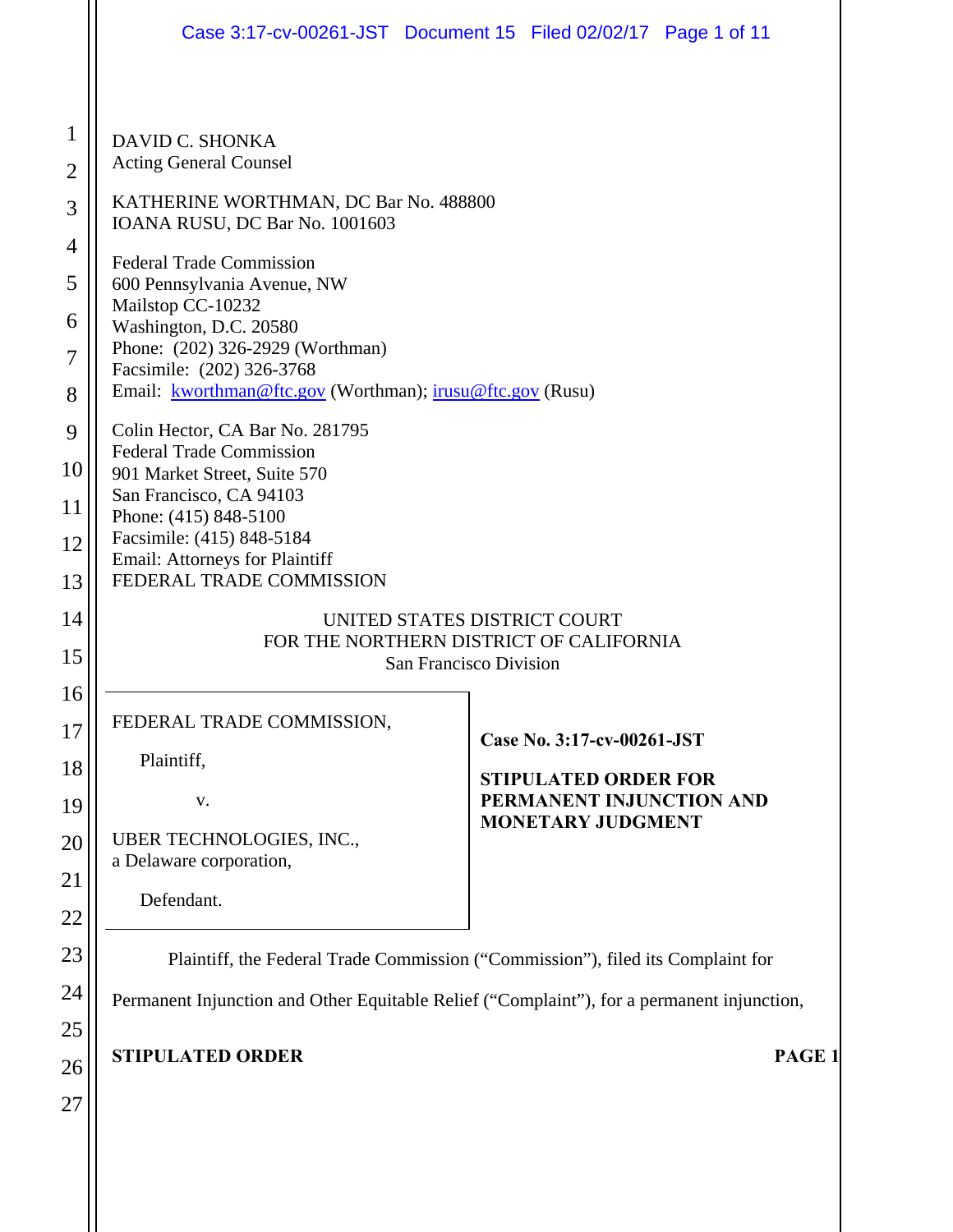DAVID C. SHONKA
Acting General Counsel

KATHERINE WORTHMAN, DC Bar No. 488800
IOANA RUSU, DC Bar No. 1001603

Federal Trade Commission
600 Pennsylvania Avenue, NW
Mailstop CC-10232
Washington, D.C. 20580
Phone: (202) 326-2929 (Worthman)
Facsimile: (202) 326-3768
Email: kworthman@ftc.gov (Worthman); irusu@ftc.gov (Rusu)

Colin Hector, CA Bar No. 281795
Federal Trade Commission
901 Market Street, Suite 570
San Francisco, CA 94103
Phone: (415) 848-5100
Facsimile: (415) 848-5184
Email: Attorneys for Plaintiff
FEDERAL TRADE COMMISSION

UNITED STATES DISTRICT COURT
FOR THE NORTHERN DISTRICT OF CALIFORNIA
San Francisco Division

| | |
|---|---|
| FEDERAL TRADE COMMISSION,<br><br>Plaintiff,<br><br>v.<br><br>UBER TECHNOLOGIES, INC.,<br>a Delaware corporation,<br><br>Defendant. | **Case No. 3:17-cv-00261-JST**<br><br>**STIPULATED ORDER FOR PERMANENT INJUNCTION AND MONETARY JUDGMENT** |

Plaintiff, the Federal Trade Commission ("Commission"), filed its Complaint for Permanent Injunction and Other Equitable Relief ("Complaint"), for a permanent injunction,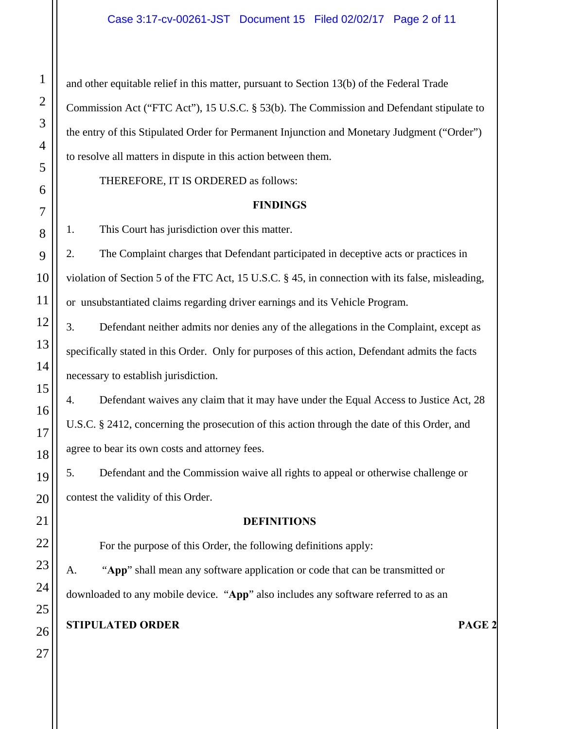and other equitable relief in this matter, pursuant to Section 13(b) of the Federal Trade Commission Act ("FTC Act"), 15 U.S.C. § 53(b). The Commission and Defendant stipulate to the entry of this Stipulated Order for Permanent Injunction and Monetary Judgment ("Order") to resolve all matters in dispute in this action between them.

THEREFORE, IT IS ORDERED as follows:

## FINDINGS

1. This Court has jurisdiction over this matter.

2. The Complaint charges that Defendant participated in deceptive acts or practices in violation of Section 5 of the FTC Act, 15 U.S.C. § 45, in connection with its false, misleading, or unsubstantiated claims regarding driver earnings and its Vehicle Program.

3. Defendant neither admits nor denies any of the allegations in the Complaint, except as specifically stated in this Order. Only for purposes of this action, Defendant admits the facts necessary to establish jurisdiction.

4. Defendant waives any claim that it may have under the Equal Access to Justice Act, 28 U.S.C. § 2412, concerning the prosecution of this action through the date of this Order, and agree to bear its own costs and attorney fees.

5. Defendant and the Commission waive all rights to appeal or otherwise challenge or contest the validity of this Order.

## DEFINITIONS

For the purpose of this Order, the following definitions apply:

A. "**App**" shall mean any software application or code that can be transmitted or downloaded to any mobile device. "**App**" also includes any software referred to as an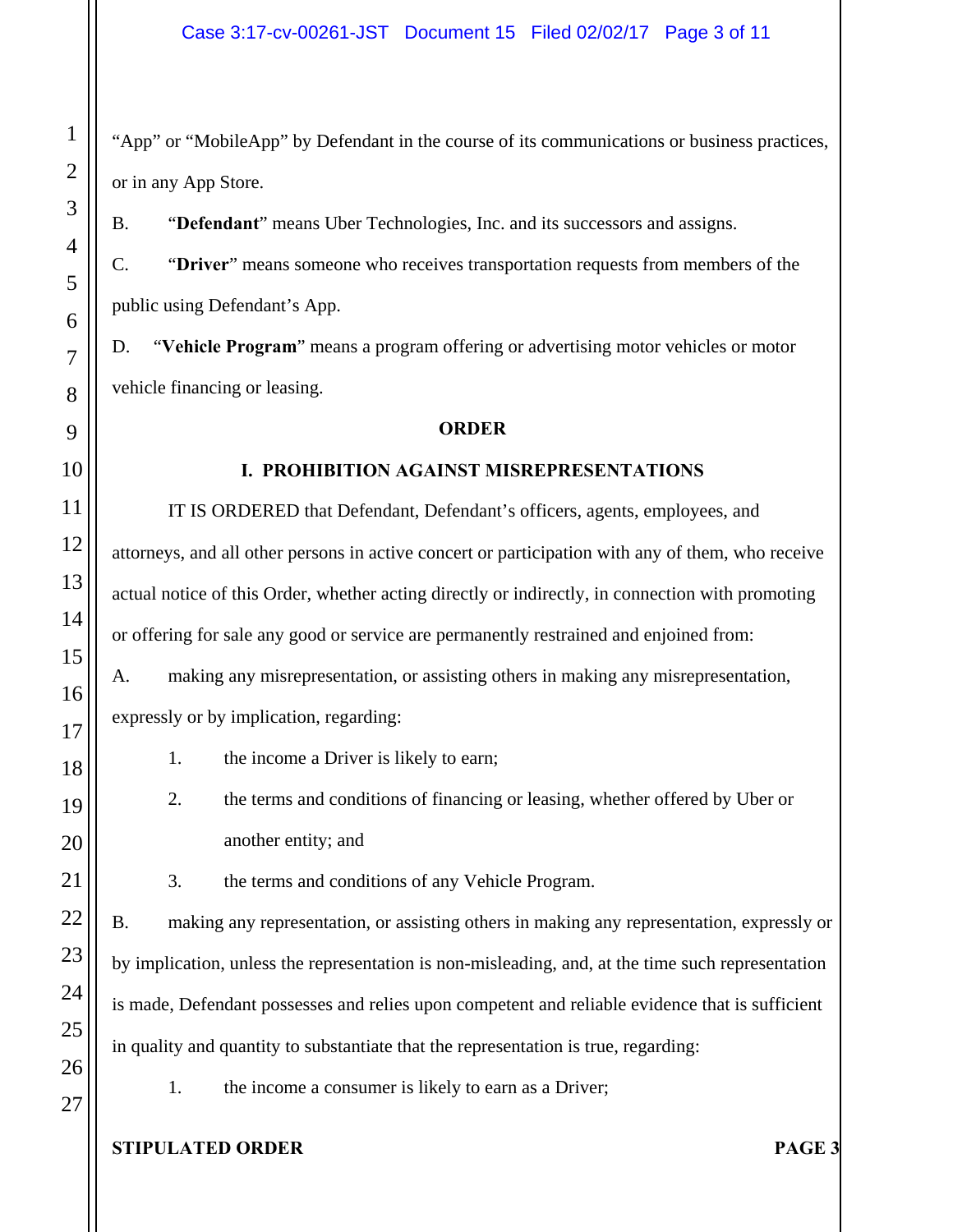"App" or "MobileApp" by Defendant in the course of its communications or business practices, or in any App Store.

B. "**Defendant**" means Uber Technologies, Inc. and its successors and assigns.

C. "**Driver**" means someone who receives transportation requests from members of the public using Defendant's App.

D. "**Vehicle Program**" means a program offering or advertising motor vehicles or motor vehicle financing or leasing.

**ORDER**

**I. PROHIBITION AGAINST MISREPRESENTATIONS**

IT IS ORDERED that Defendant, Defendant's officers, agents, employees, and attorneys, and all other persons in active concert or participation with any of them, who receive actual notice of this Order, whether acting directly or indirectly, in connection with promoting or offering for sale any good or service are permanently restrained and enjoined from:

A. making any misrepresentation, or assisting others in making any misrepresentation, expressly or by implication, regarding:

1. the income a Driver is likely to earn;
2. the terms and conditions of financing or leasing, whether offered by Uber or another entity; and
3. the terms and conditions of any Vehicle Program.

B. making any representation, or assisting others in making any representation, expressly or by implication, unless the representation is non-misleading, and, at the time such representation is made, Defendant possesses and relies upon competent and reliable evidence that is sufficient in quality and quantity to substantiate that the representation is true, regarding:

1. the income a consumer is likely to earn as a Driver;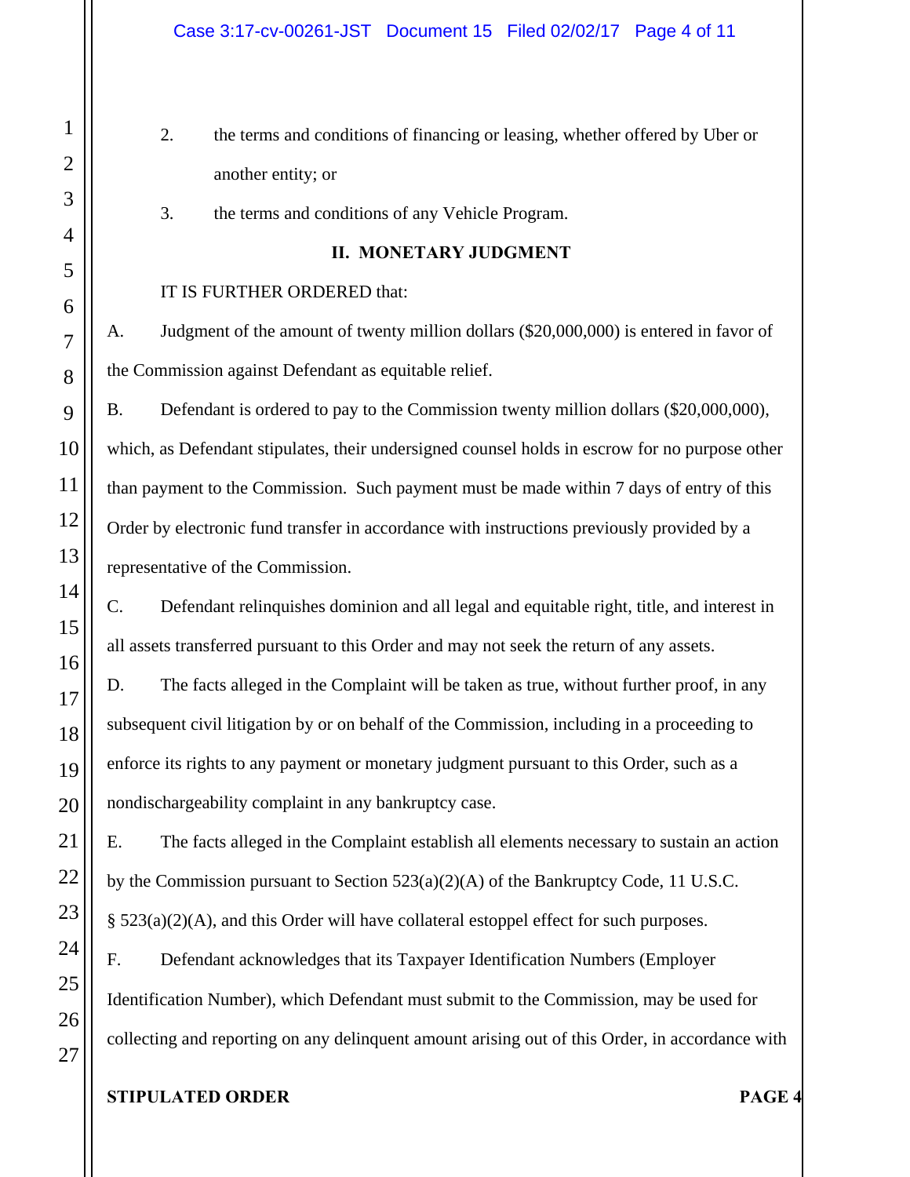2. the terms and conditions of financing or leasing, whether offered by Uber or another entity; or

3. the terms and conditions of any Vehicle Program.

## II. MONETARY JUDGMENT

IT IS FURTHER ORDERED that:

A. Judgment of the amount of twenty million dollars ($20,000,000) is entered in favor of the Commission against Defendant as equitable relief.

B. Defendant is ordered to pay to the Commission twenty million dollars ($20,000,000), which, as Defendant stipulates, their undersigned counsel holds in escrow for no purpose other than payment to the Commission. Such payment must be made within 7 days of entry of this Order by electronic fund transfer in accordance with instructions previously provided by a representative of the Commission.

C. Defendant relinquishes dominion and all legal and equitable right, title, and interest in all assets transferred pursuant to this Order and may not seek the return of any assets.

D. The facts alleged in the Complaint will be taken as true, without further proof, in any subsequent civil litigation by or on behalf of the Commission, including in a proceeding to enforce its rights to any payment or monetary judgment pursuant to this Order, such as a nondischargeability complaint in any bankruptcy case.

E. The facts alleged in the Complaint establish all elements necessary to sustain an action by the Commission pursuant to Section 523(a)(2)(A) of the Bankruptcy Code, 11 U.S.C. § 523(a)(2)(A), and this Order will have collateral estoppel effect for such purposes.

F. Defendant acknowledges that its Taxpayer Identification Numbers (Employer Identification Number), which Defendant must submit to the Commission, may be used for collecting and reporting on any delinquent amount arising out of this Order, in accordance with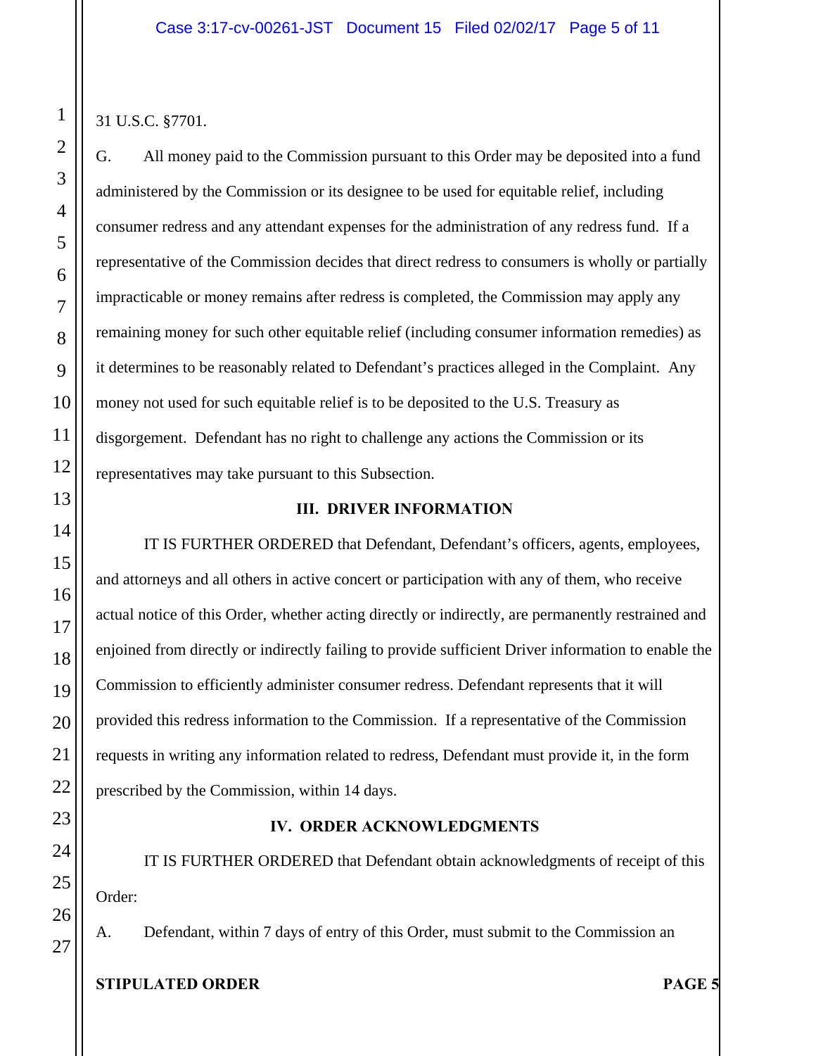31 U.S.C. §7701.

G. All money paid to the Commission pursuant to this Order may be deposited into a fund administered by the Commission or its designee to be used for equitable relief, including consumer redress and any attendant expenses for the administration of any redress fund. If a representative of the Commission decides that direct redress to consumers is wholly or partially impracticable or money remains after redress is completed, the Commission may apply any remaining money for such other equitable relief (including consumer information remedies) as it determines to be reasonably related to Defendant's practices alleged in the Complaint. Any money not used for such equitable relief is to be deposited to the U.S. Treasury as disgorgement. Defendant has no right to challenge any actions the Commission or its representatives may take pursuant to this Subsection.

## III. DRIVER INFORMATION

IT IS FURTHER ORDERED that Defendant, Defendant's officers, agents, employees, and attorneys and all others in active concert or participation with any of them, who receive actual notice of this Order, whether acting directly or indirectly, are permanently restrained and enjoined from directly or indirectly failing to provide sufficient Driver information to enable the Commission to efficiently administer consumer redress. Defendant represents that it will provided this redress information to the Commission. If a representative of the Commission requests in writing any information related to redress, Defendant must provide it, in the form prescribed by the Commission, within 14 days.

## IV. ORDER ACKNOWLEDGMENTS

IT IS FURTHER ORDERED that Defendant obtain acknowledgments of receipt of this Order:

A. Defendant, within 7 days of entry of this Order, must submit to the Commission an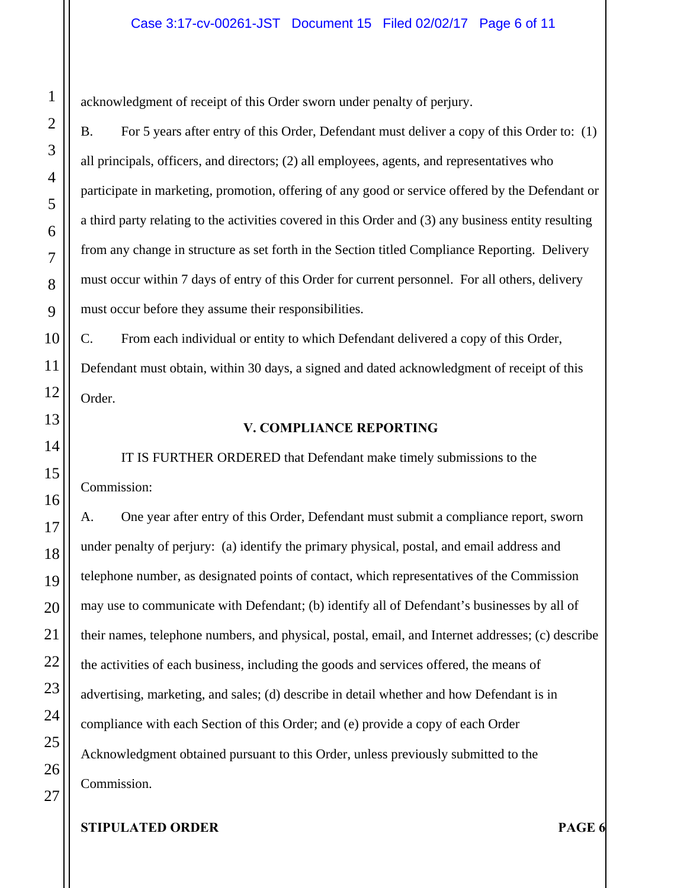acknowledgment of receipt of this Order sworn under penalty of perjury.

B. For 5 years after entry of this Order, Defendant must deliver a copy of this Order to: (1) all principals, officers, and directors; (2) all employees, agents, and representatives who participate in marketing, promotion, offering of any good or service offered by the Defendant or a third party relating to the activities covered in this Order and (3) any business entity resulting from any change in structure as set forth in the Section titled Compliance Reporting. Delivery must occur within 7 days of entry of this Order for current personnel. For all others, delivery must occur before they assume their responsibilities.

C. From each individual or entity to which Defendant delivered a copy of this Order, Defendant must obtain, within 30 days, a signed and dated acknowledgment of receipt of this Order.

## V. COMPLIANCE REPORTING

IT IS FURTHER ORDERED that Defendant make timely submissions to the Commission:

A. One year after entry of this Order, Defendant must submit a compliance report, sworn under penalty of perjury: (a) identify the primary physical, postal, and email address and telephone number, as designated points of contact, which representatives of the Commission may use to communicate with Defendant; (b) identify all of Defendant's businesses by all of their names, telephone numbers, and physical, postal, email, and Internet addresses; (c) describe the activities of each business, including the goods and services offered, the means of advertising, marketing, and sales; (d) describe in detail whether and how Defendant is in compliance with each Section of this Order; and (e) provide a copy of each Order Acknowledgment obtained pursuant to this Order, unless previously submitted to the Commission.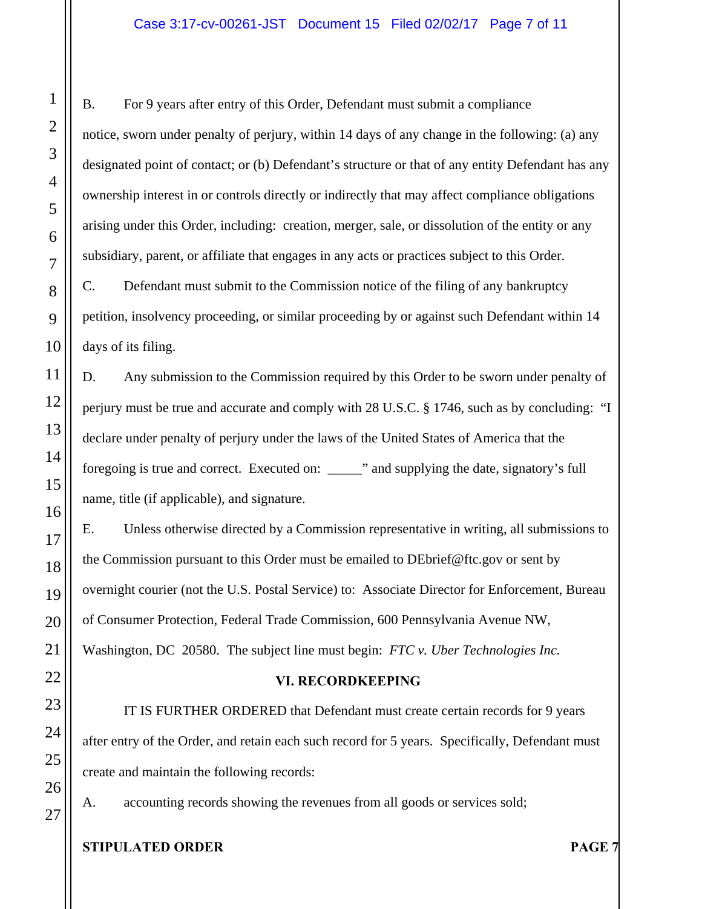B. For 9 years after entry of this Order, Defendant must submit a compliance notice, sworn under penalty of perjury, within 14 days of any change in the following: (a) any designated point of contact; or (b) Defendant's structure or that of any entity Defendant has any ownership interest in or controls directly or indirectly that may affect compliance obligations arising under this Order, including: creation, merger, sale, or dissolution of the entity or any subsidiary, parent, or affiliate that engages in any acts or practices subject to this Order.

C. Defendant must submit to the Commission notice of the filing of any bankruptcy petition, insolvency proceeding, or similar proceeding by or against such Defendant within 14 days of its filing.

D. Any submission to the Commission required by this Order to be sworn under penalty of perjury must be true and accurate and comply with 28 U.S.C. § 1746, such as by concluding: "I declare under penalty of perjury under the laws of the United States of America that the foregoing is true and correct. Executed on: _____" and supplying the date, signatory's full name, title (if applicable), and signature.

E. Unless otherwise directed by a Commission representative in writing, all submissions to the Commission pursuant to this Order must be emailed to DEbrief@ftc.gov or sent by overnight courier (not the U.S. Postal Service) to: Associate Director for Enforcement, Bureau of Consumer Protection, Federal Trade Commission, 600 Pennsylvania Avenue NW, Washington, DC 20580. The subject line must begin: *FTC v. Uber Technologies Inc.*

## VI. RECORDKEEPING

IT IS FURTHER ORDERED that Defendant must create certain records for 9 years after entry of the Order, and retain each such record for 5 years. Specifically, Defendant must create and maintain the following records:

A. accounting records showing the revenues from all goods or services sold;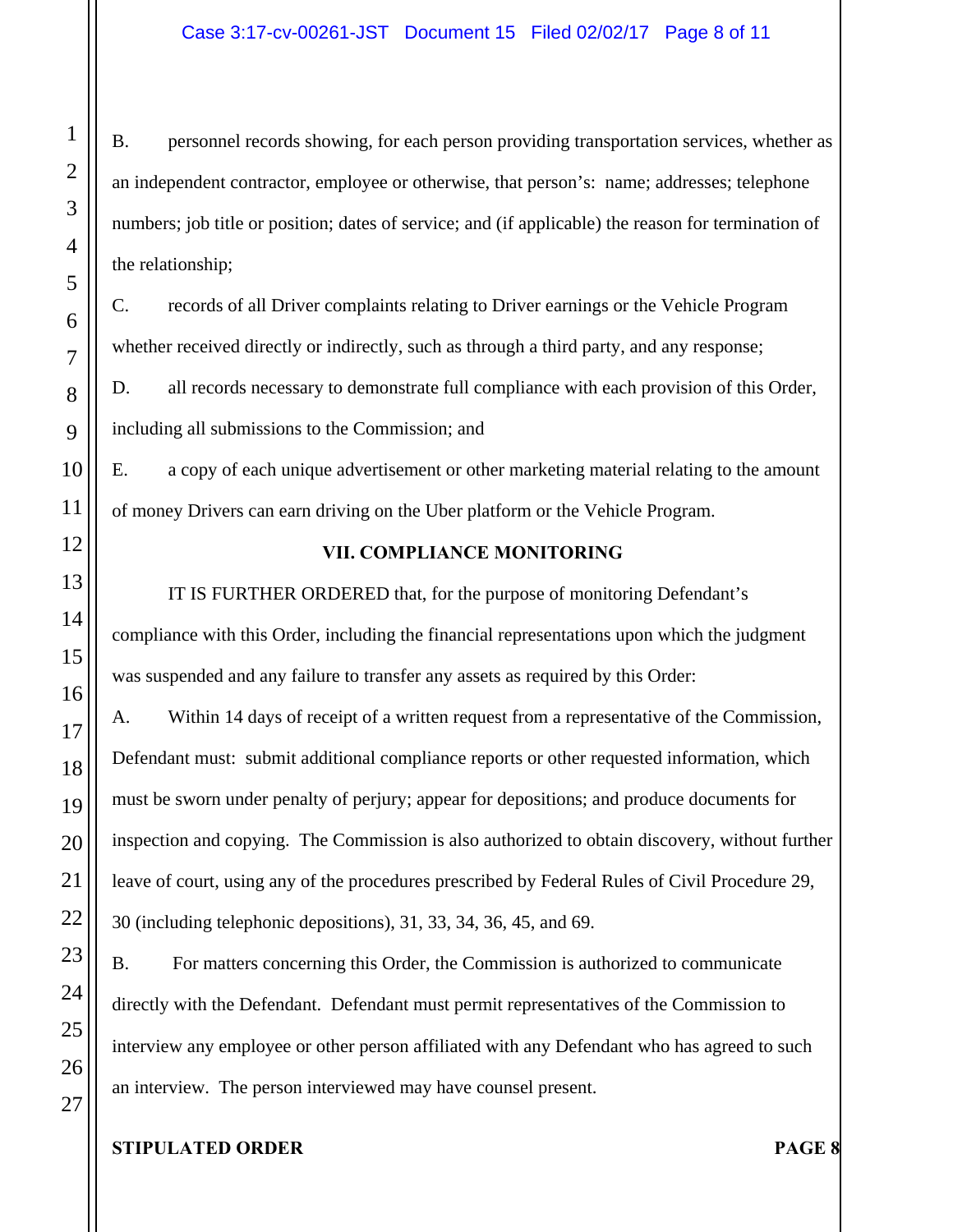B. personnel records showing, for each person providing transportation services, whether as an independent contractor, employee or otherwise, that person's: name; addresses; telephone numbers; job title or position; dates of service; and (if applicable) the reason for termination of the relationship;

C. records of all Driver complaints relating to Driver earnings or the Vehicle Program whether received directly or indirectly, such as through a third party, and any response;

D. all records necessary to demonstrate full compliance with each provision of this Order, including all submissions to the Commission; and

E. a copy of each unique advertisement or other marketing material relating to the amount of money Drivers can earn driving on the Uber platform or the Vehicle Program.

## VII. COMPLIANCE MONITORING

IT IS FURTHER ORDERED that, for the purpose of monitoring Defendant's compliance with this Order, including the financial representations upon which the judgment was suspended and any failure to transfer any assets as required by this Order:

A. Within 14 days of receipt of a written request from a representative of the Commission, Defendant must: submit additional compliance reports or other requested information, which must be sworn under penalty of perjury; appear for depositions; and produce documents for inspection and copying. The Commission is also authorized to obtain discovery, without further leave of court, using any of the procedures prescribed by Federal Rules of Civil Procedure 29, 30 (including telephonic depositions), 31, 33, 34, 36, 45, and 69.

B. For matters concerning this Order, the Commission is authorized to communicate directly with the Defendant. Defendant must permit representatives of the Commission to interview any employee or other person affiliated with any Defendant who has agreed to such an interview. The person interviewed may have counsel present.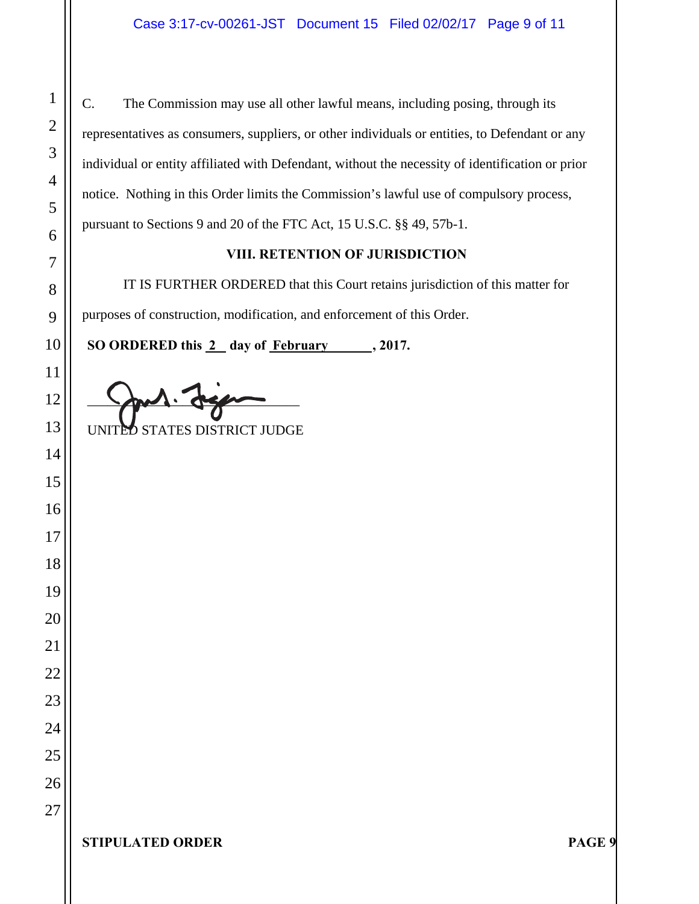C. The Commission may use all other lawful means, including posing, through its representatives as consumers, suppliers, or other individuals or entities, to Defendant or any individual or entity affiliated with Defendant, without the necessity of identification or prior notice. Nothing in this Order limits the Commission's lawful use of compulsory process, pursuant to Sections 9 and 20 of the FTC Act, 15 U.S.C. §§ 49, 57b-1.

### VIII. RETENTION OF JURISDICTION

IT IS FURTHER ORDERED that this Court retains jurisdiction of this matter for purposes of construction, modification, and enforcement of this Order.

**SO ORDERED this 2 day of February, 2017.**

\_\_\_\_\_\_\_\_\_\_\_\_\_\_\_\_\_\_\_\_\_\_\_\_\_\_\_\_\_\_

UNITED STATES DISTRICT JUDGE

**STIPULATED ORDER** **PAGE 9**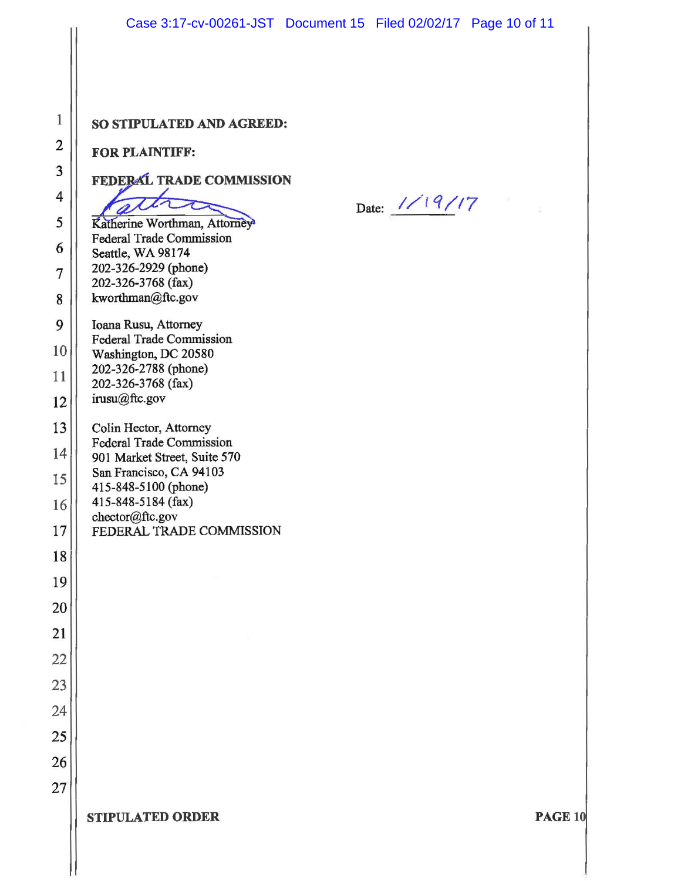**SO STIPULATED AND AGREED:**

**FOR PLAINTIFF:**

**FEDERAL TRADE COMMISSION**

_______________________ Date: 1/19/17

Katherine Worthman, Attorney
Federal Trade Commission
Seattle, WA 98174
202-326-2929 (phone)
202-326-3768 (fax)
kworthman@ftc.gov

Ioana Rusu, Attorney
Federal Trade Commission
Washington, DC 20580
202-326-2788 (phone)
202-326-3768 (fax)
irusu@ftc.gov

Colin Hector, Attorney
Federal Trade Commission
901 Market Street, Suite 570
San Francisco, CA 94103
415-848-5100 (phone)
415-848-5184 (fax)
chector@ftc.gov
FEDERAL TRADE COMMISSION

**STIPULATED ORDER**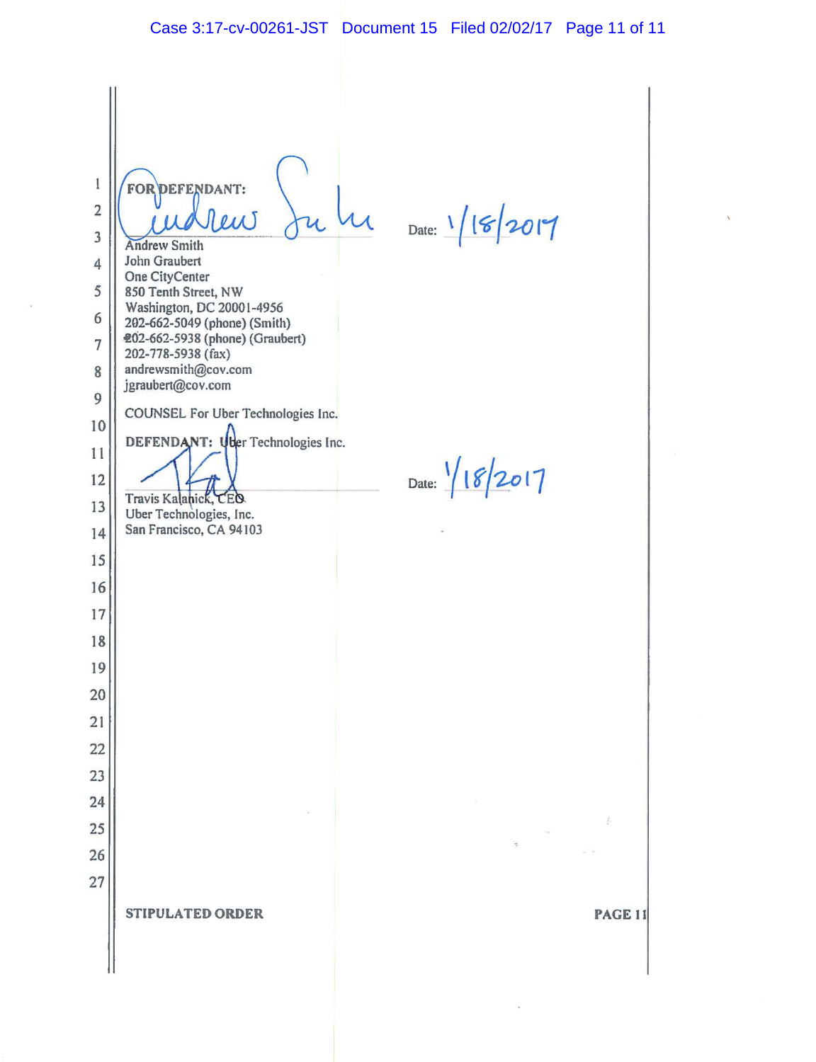**FOR DEFENDANT:**

Date: 1/18/2017

Andrew Smith
John Graubert
One CityCenter
850 Tenth Street, NW
Washington, DC 20001-4956
202-662-5049 (phone) (Smith)
202-662-5938 (phone) (Graubert)
202-778-5938 (fax)
andrewsmith@cov.com
jgraubert@cov.com

COUNSEL For Uber Technologies Inc.

**DEFENDANT:** Uber Technologies Inc.

Date: 1/18/2017

Travis Kalanick, CEO
Uber Technologies, Inc.
San Francisco, CA 94103

**STIPULATED ORDER**